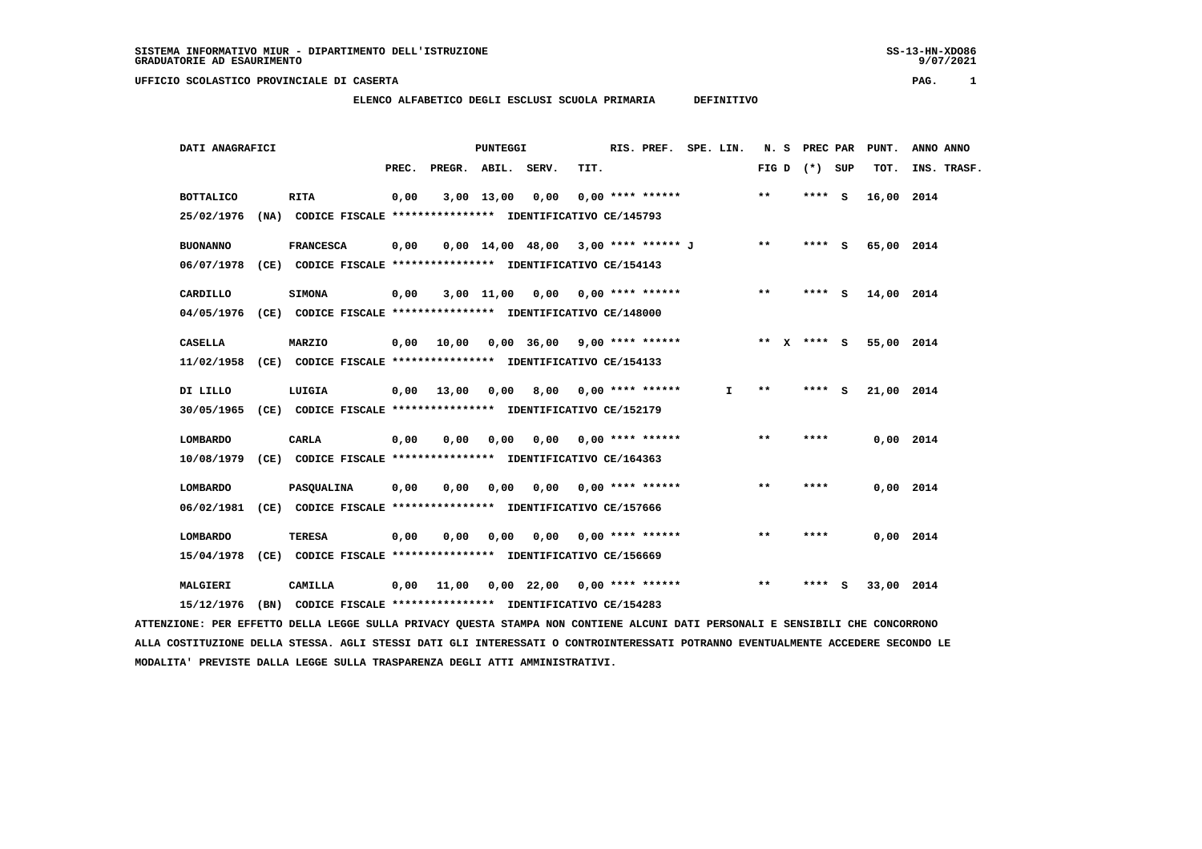SISTEMA INFORMATIVO MIUR - DIPARTIMENTO DELL'ISTRUZIONE
GRADUATORIE AD ESAURIMENTO

UFFICIO SCOLASTICO PROVINCIALE DI CASERTA

**ELENCO ALFABETICO DEGLI ESCLUSI SCUOLA PRIMARIA DEFINITIVO**

| DATI ANAGRAFICI | | PUNTEGGI PREC. | PREGR. | ABIL. | SERV. | TIT. | RIS. PREF. | SPE. LIN. | N. S FIG D | PREC PAR (*) SUP | PUNT. TOT. | ANNO INS. | ANNO TRASF. |
|---|---|---|---|---|---|---|---|---|---|---|---|---|---|
| BOTTALICO | RITA | 0,00 | 3,00 | 13,00 | 0,00 | 0,00 | **** ****** | | ** | **** S | 16,00 | 2014 | |
| 25/02/1976 (NA) CODICE FISCALE **************** IDENTIFICATIVO CE/145793 | | | | | | | | | | | | | |
| BUONANNO | FRANCESCA | 0,00 | 0,00 | 14,00 | 48,00 | 3,00 | **** ****** J | | ** | **** S | 65,00 | 2014 | |
| 06/07/1978 (CE) CODICE FISCALE **************** IDENTIFICATIVO CE/154143 | | | | | | | | | | | | | |
| CARDILLO | SIMONA | 0,00 | 3,00 | 11,00 | 0,00 | 0,00 | **** ****** | | ** | **** S | 14,00 | 2014 | |
| 04/05/1976 (CE) CODICE FISCALE **************** IDENTIFICATIVO CE/148000 | | | | | | | | | | | | | |
| CASELLA | MARZIO | 0,00 | 10,00 | 0,00 | 36,00 | 9,00 | **** ****** | | ** X | **** S | 55,00 | 2014 | |
| 11/02/1958 (CE) CODICE FISCALE **************** IDENTIFICATIVO CE/154133 | | | | | | | | | | | | | |
| DI LILLO | LUIGIA | 0,00 | 13,00 | 0,00 | 8,00 | 0,00 | **** ****** | I | ** | **** S | 21,00 | 2014 | |
| 30/05/1965 (CE) CODICE FISCALE **************** IDENTIFICATIVO CE/152179 | | | | | | | | | | | | | |
| LOMBARDO | CARLA | 0,00 | 0,00 | 0,00 | 0,00 | 0,00 | **** ****** | | ** | **** | 0,00 | 2014 | |
| 10/08/1979 (CE) CODICE FISCALE **************** IDENTIFICATIVO CE/164363 | | | | | | | | | | | | | |
| LOMBARDO | PASQUALINA | 0,00 | 0,00 | 0,00 | 0,00 | 0,00 | **** ****** | | ** | **** | 0,00 | 2014 | |
| 06/02/1981 (CE) CODICE FISCALE **************** IDENTIFICATIVO CE/157666 | | | | | | | | | | | | | |
| LOMBARDO | TERESA | 0,00 | 0,00 | 0,00 | 0,00 | 0,00 | **** ****** | | ** | **** | 0,00 | 2014 | |
| 15/04/1978 (CE) CODICE FISCALE **************** IDENTIFICATIVO CE/156669 | | | | | | | | | | | | | |
| MALGIERI | CAMILLA | 0,00 | 11,00 | 0,00 | 22,00 | 0,00 | **** ****** | | ** | **** S | 33,00 | 2014 | |
| 15/12/1976 (BN) CODICE FISCALE **************** IDENTIFICATIVO CE/154283 | | | | | | | | | | | | | |

ATTENZIONE: PER EFFETTO DELLA LEGGE SULLA PRIVACY QUESTA STAMPA NON CONTIENE ALCUNI DATI PERSONALI E SENSIBILI CHE CONCORRONO ALLA COSTITUZIONE DELLA STESSA. AGLI STESSI DATI GLI INTERESSATI O CONTROINTERESSATI POTRANNO EVENTUALMENTE ACCEDERE SECONDO LE MODALITA' PREVISTE DALLA LEGGE SULLA TRASPARENZA DEGLI ATTI AMMINISTRATIVI.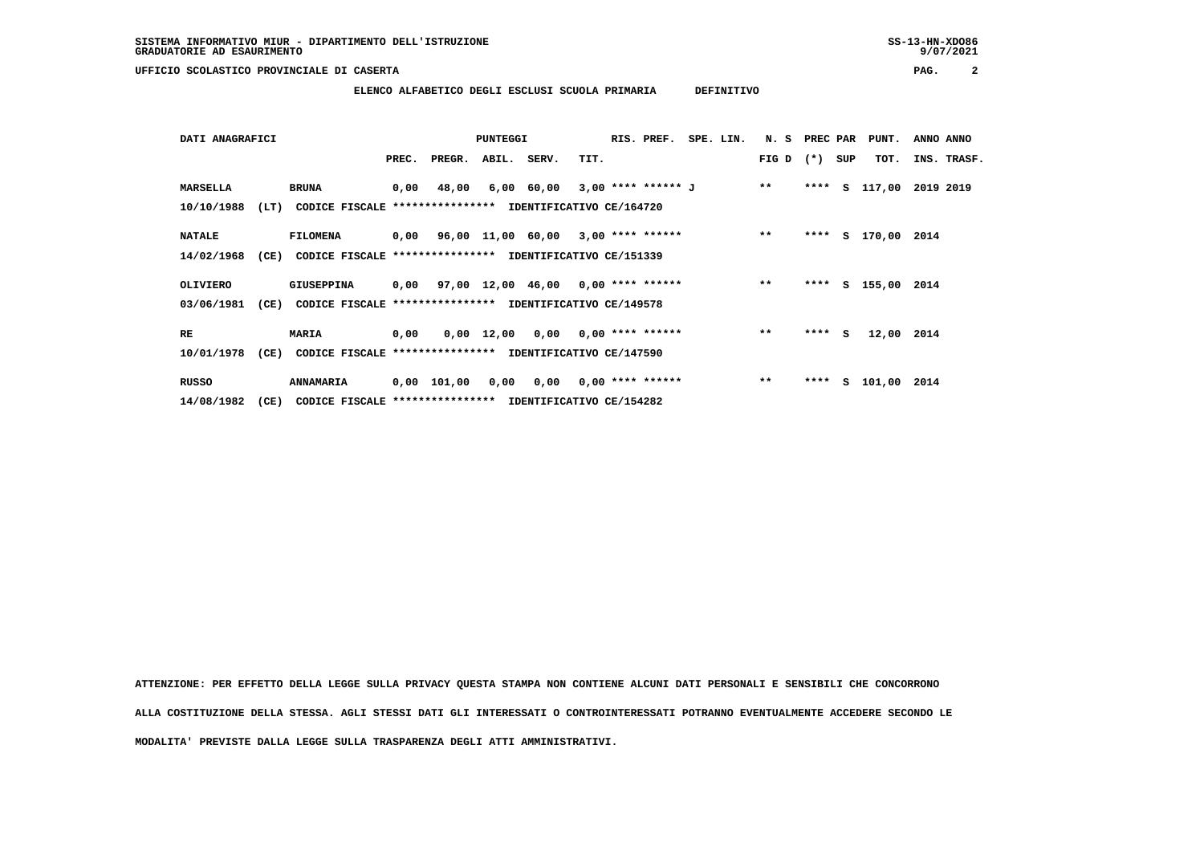UFFICIO SCOLASTICO PROVINCIALE DI CASERTA

ELENCO ALFABETICO DEGLI ESCLUSI SCUOLA PRIMARIA DEFINITIVO

| DATI ANAGRAFICI | | | PUNTEGGI | | | | | RIS. PREF. | SPE. LIN. | N. S | PREC PAR | | PUNT. | ANNO ANNO |
|---|---|---|---|---|---|---|---|---|---|---|---|---|---|---|
| | | | PREC. | PREGR. | ABIL. | SERV. | TIT. | | | FIG D | (*) | SUP | TOT. | INS. TRASF. |
| MARSELLA | | BRUNA | 0,00 | 48,00 | 6,00 | 60,00 | 3,00 | **** ****** J | | ** | **** | S | 117,00 | 2019 2019 |
| 10/10/1988 | (LT) | CODICE FISCALE **************** IDENTIFICATIVO CE/164720 | | | | | | | | | | | | |
| NATALE | | FILOMENA | 0,00 | 96,00 | 11,00 | 60,00 | 3,00 | **** ****** | | ** | **** | S | 170,00 | 2014 |
| 14/02/1968 | (CE) | CODICE FISCALE **************** IDENTIFICATIVO CE/151339 | | | | | | | | | | | | |
| OLIVIERO | | GIUSEPPINA | 0,00 | 97,00 | 12,00 | 46,00 | 0,00 | **** ****** | | ** | **** | S | 155,00 | 2014 |
| 03/06/1981 | (CE) | CODICE FISCALE **************** IDENTIFICATIVO CE/149578 | | | | | | | | | | | | |
| RE | | MARIA | 0,00 | 0,00 | 12,00 | 0,00 | 0,00 | **** ****** | | ** | **** | S | 12,00 | 2014 |
| 10/01/1978 | (CE) | CODICE FISCALE **************** IDENTIFICATIVO CE/147590 | | | | | | | | | | | | |
| RUSSO | | ANNAMARIA | 0,00 | 101,00 | 0,00 | 0,00 | 0,00 | **** ****** | | ** | **** | S | 101,00 | 2014 |
| 14/08/1982 | (CE) | CODICE FISCALE **************** IDENTIFICATIVO CE/154282 | | | | | | | | | | | | |

ATTENZIONE: PER EFFETTO DELLA LEGGE SULLA PRIVACY QUESTA STAMPA NON CONTIENE ALCUNI DATI PERSONALI E SENSIBILI CHE CONCORRONO ALLA COSTITUZIONE DELLA STESSA. AGLI STESSI DATI GLI INTERESSATI O CONTROINTERESSATI POTRANNO EVENTUALMENTE ACCEDERE SECONDO LE MODALITA' PREVISTE DALLA LEGGE SULLA TRASPARENZA DEGLI ATTI AMMINISTRATIVI.